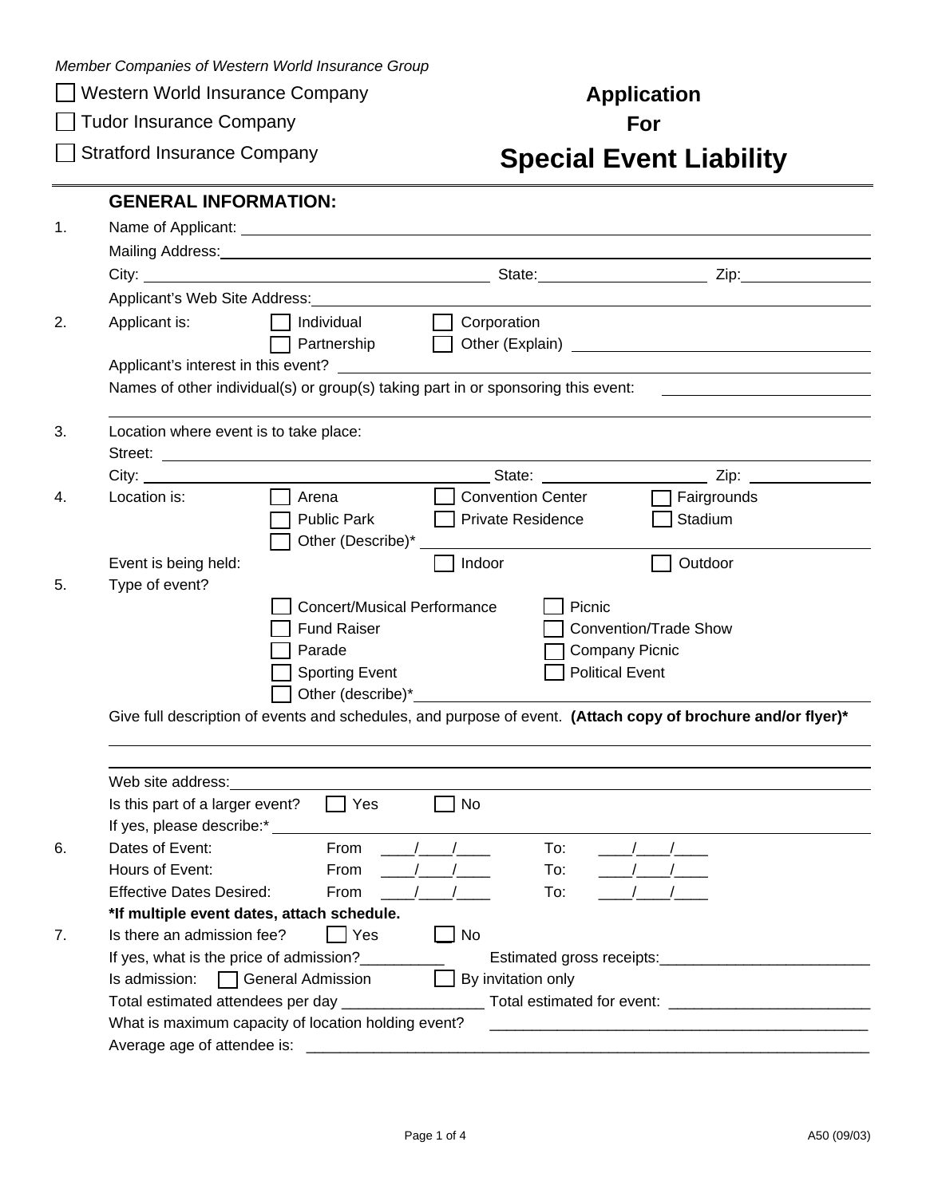*Member Companies of Western World Insurance Group*

☐ Western World Insurance Company

☐ Tudor Insurance Company

☐ Stratford Insurance Company

# Application For Special Event Liability

## GENERAL INFORMATION:

1. Name of Applicant: ____________________

   Mailing Address: ____________________

   City: ____________________ State: ____________ Zip: ____________

   Applicant's Web Site Address: ____________________

2. Applicant is: ☐ Individual ☐ Corporation ☐ Partnership ☐ Other (Explain) ____________________

   Applicant's interest in this event? ____________________

   Names of other individual(s) or group(s) taking part in or sponsoring this event: ____________________

   ____________________

3. Location where event is to take place:

   Street: ____________________

   City: ____________________ State: ____________ Zip: ____________

4. Location is: ☐ Arena ☐ Convention Center ☐ Fairgrounds ☐ Public Park ☐ Private Residence ☐ Stadium ☐ Other (Describe)* ____________________

   Event is being held: ☐ Indoor ☐ Outdoor

5. Type of event?

   ☐ Concert/Musical Performance ☐ Picnic
   ☐ Fund Raiser ☐ Convention/Trade Show
   ☐ Parade ☐ Company Picnic
   ☐ Sporting Event ☐ Political Event
   ☐ Other (describe)* ____________________

   Give full description of events and schedules, and purpose of event. **(Attach copy of brochure and/or flyer)***

   ____________________

   ____________________

   Web site address: ____________________

   Is this part of a larger event? ☐ Yes ☐ No

   If yes, please describe:* ____________________

6. Dates of Event: From ____/____/____ To: ____/____/____

   Hours of Event: From ____/____/____ To: ____/____/____

   Effective Dates Desired: From ____/____/____ To: ____/____/____

   **\*If multiple event dates, attach schedule.**

7. Is there an admission fee? ☐ Yes ☐ No

   If yes, what is the price of admission? __________ Estimated gross receipts: ____________________

   Is admission: ☐ General Admission ☐ By invitation only

   Total estimated attendees per day ________________ Total estimated for event: ____________________

   What is maximum capacity of location holding event? ____________________

   Average age of attendee is: ____________________

A50 (09/03)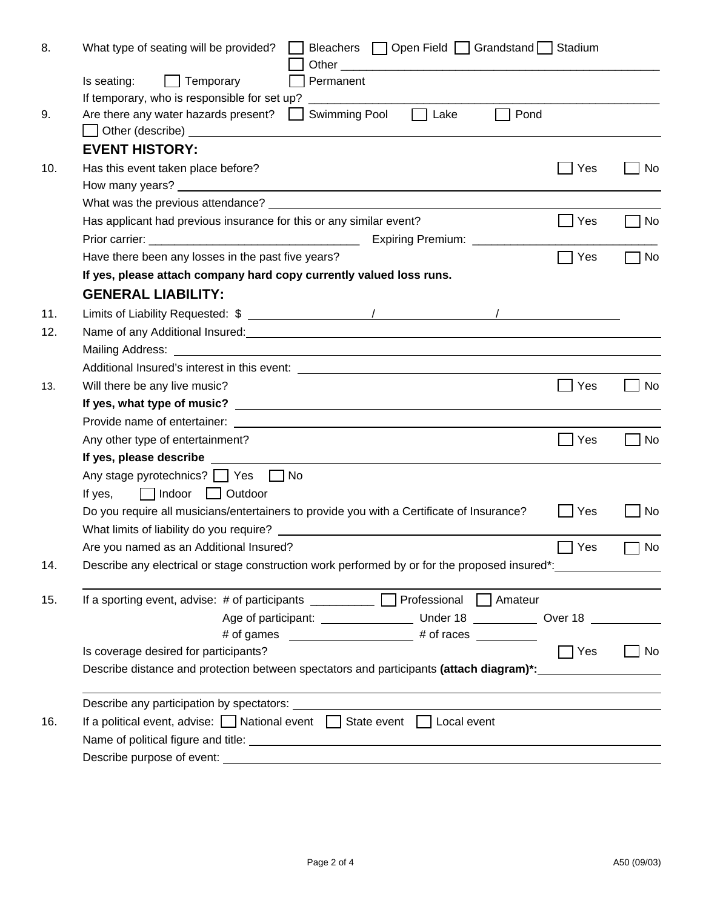8. What type of seating will be provided? ☐ Bleachers ☐ Open Field ☐ Grandstand ☐ Stadium ☐ Other ______________________________

   Is seating: ☐ Temporary ☐ Permanent

   If temporary, who is responsible for set up? ______________________________

9. Are there any water hazards present? ☐ Swimming Pool ☐ Lake ☐ Pond ☐ Other (describe) ______________________________

## EVENT HISTORY:

10. Has this event taken place before? ☐ Yes ☐ No

    How many years? ______________________________

    What was the previous attendance? ______________________________

    Has applicant had previous insurance for this or any similar event? ☐ Yes ☐ No

    Prior carrier: ____________________ Expiring Premium: ____________________

    Have there been any losses in the past five years? ☐ Yes ☐ No

    **If yes, please attach company hard copy currently valued loss runs.**

## GENERAL LIABILITY:

11. Limits of Liability Requested: $ __________ / __________ / __________

12. Name of any Additional Insured: ______________________________

    Mailing Address: ______________________________

    Additional Insured's interest in this event: ______________________________

13. Will there be any live music? ☐ Yes ☐ No

    **If yes, what type of music?** ______________________________

    Provide name of entertainer: ______________________________

    Any other type of entertainment? ☐ Yes ☐ No

    **If yes, please describe** ______________________________

    Any stage pyrotechnics? ☐ Yes ☐ No

    If yes, ☐ Indoor ☐ Outdoor

    Do you require all musicians/entertainers to provide you with a Certificate of Insurance? ☐ Yes ☐ No

    What limits of liability do you require? ______________________________

    Are you named as an Additional Insured? ☐ Yes ☐ No

14. Describe any electrical or stage construction work performed by or for the proposed insured*: ______________________________

15. If a sporting event, advise: # of participants __________ ☐ Professional ☐ Amateur

    Age of participant: __________ Under 18 __________ Over 18 __________

    # of games __________ # of races __________

    Is coverage desired for participants? ☐ Yes ☐ No

    Describe distance and protection between spectators and participants **(attach diagram)*:** ______________________________

    Describe any participation by spectators: ______________________________

16. If a political event, advise: ☐ National event ☐ State event ☐ Local event

    Name of political figure and title: ______________________________

    Describe purpose of event: ______________________________

A50 (09/03)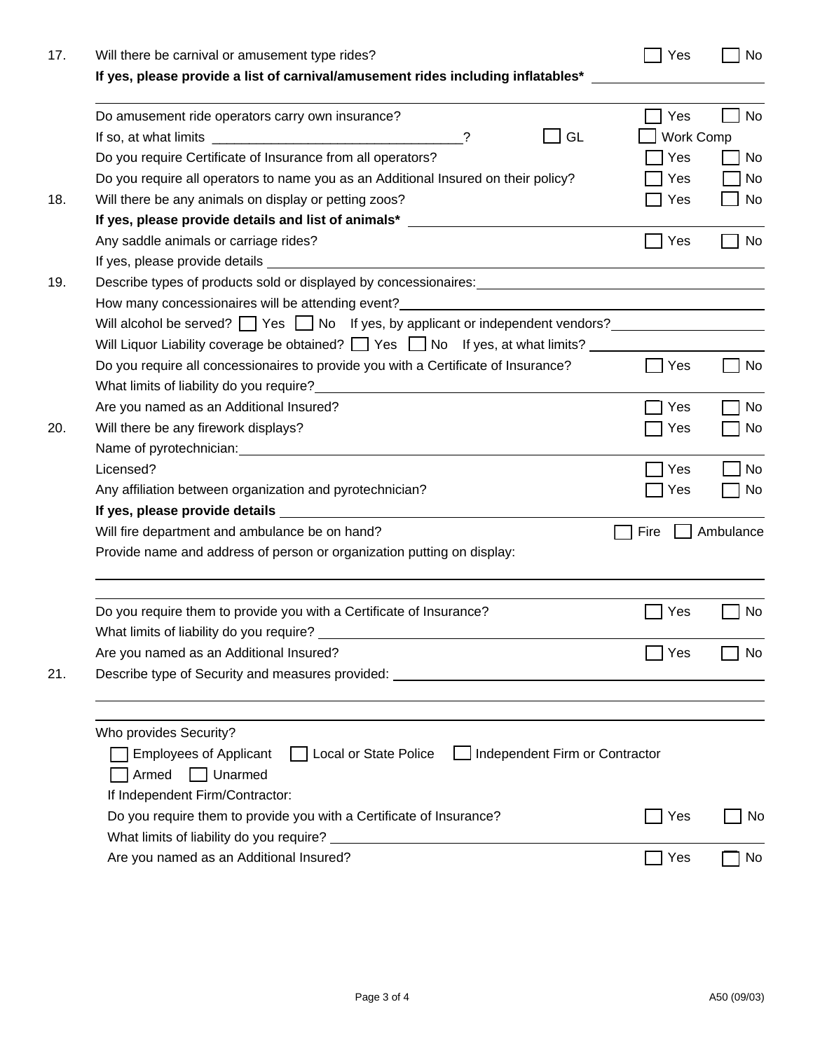17. Will there be carnival or amusement type rides? ☐ Yes ☐ No

**If yes, please provide a list of carnival/amusement rides including inflatables\*** ______________________

______________________________________________________________________________

Do amusement ride operators carry own insurance? ☐ Yes ☐ No

If so, at what limits _________________________________? ☐ GL ☐ Work Comp

Do you require Certificate of Insurance from all operators? ☐ Yes ☐ No

Do you require all operators to name you as an Additional Insured on their policy? ☐ Yes ☐ No

18. Will there be any animals on display or petting zoos? ☐ Yes ☐ No

**If yes, please provide details and list of animals\*** ______________________

Any saddle animals or carriage rides? ☐ Yes ☐ No

If yes, please provide details ______________________

19. Describe types of products sold or displayed by concessionaires: ______________________

How many concessionaires will be attending event? ______________________

Will alcohol be served? ☐ Yes ☐ No If yes, by applicant or independent vendors? ______________________

Will Liquor Liability coverage be obtained? ☐ Yes ☐ No If yes, at what limits? ______________________

Do you require all concessionaires to provide you with a Certificate of Insurance? ☐ Yes ☐ No

What limits of liability do you require? ______________________

Are you named as an Additional Insured? ☐ Yes ☐ No

20. Will there be any firework displays? ☐ Yes ☐ No

Name of pyrotechnician: ______________________

Licensed? ☐ Yes ☐ No

Any affiliation between organization and pyrotechnician? ☐ Yes ☐ No

**If yes, please provide details** ______________________

Will fire department and ambulance be on hand? ☐ Fire ☐ Ambulance

Provide name and address of person or organization putting on display:

______________________________________________________________________________

______________________________________________________________________________

Do you require them to provide you with a Certificate of Insurance? ☐ Yes ☐ No

What limits of liability do you require? ______________________

Are you named as an Additional Insured? ☐ Yes ☐ No

21. Describe type of Security and measures provided: ______________________

______________________________________________________________________________

______________________________________________________________________________

Who provides Security?

☐ Employees of Applicant ☐ Local or State Police ☐ Independent Firm or Contractor

☐ Armed ☐ Unarmed

If Independent Firm/Contractor:

Do you require them to provide you with a Certificate of Insurance? ☐ Yes ☐ No

What limits of liability do you require? ______________________

Are you named as an Additional Insured? ☐ Yes ☐ No

A50 (09/03)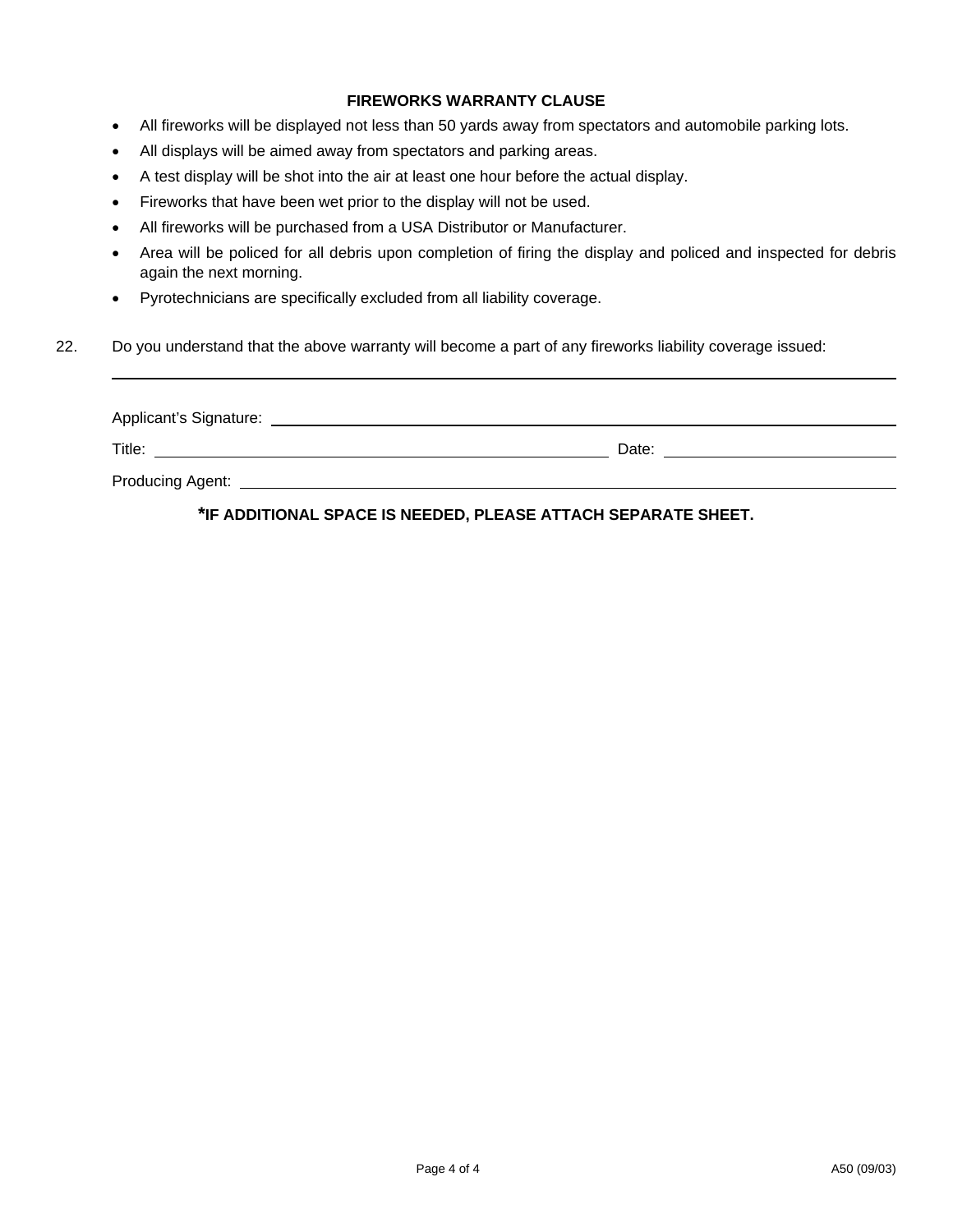**FIREWORKS WARRANTY CLAUSE**

- All fireworks will be displayed not less than 50 yards away from spectators and automobile parking lots.
- All displays will be aimed away from spectators and parking areas.
- A test display will be shot into the air at least one hour before the actual display.
- Fireworks that have been wet prior to the display will not be used.
- All fireworks will be purchased from a USA Distributor or Manufacturer.
- Area will be policed for all debris upon completion of firing the display and policed and inspected for debris again the next morning.
- Pyrotechnicians are specifically excluded from all liability coverage.

22. Do you understand that the above warranty will become a part of any fireworks liability coverage issued:

______________________________________________________________________

Applicant's Signature: ______________________________________________

Title: ______________________________ Date: ____________________

Producing Agent: ___________________________________________________

**\*IF ADDITIONAL SPACE IS NEEDED, PLEASE ATTACH SEPARATE SHEET.**

A50 (09/03)